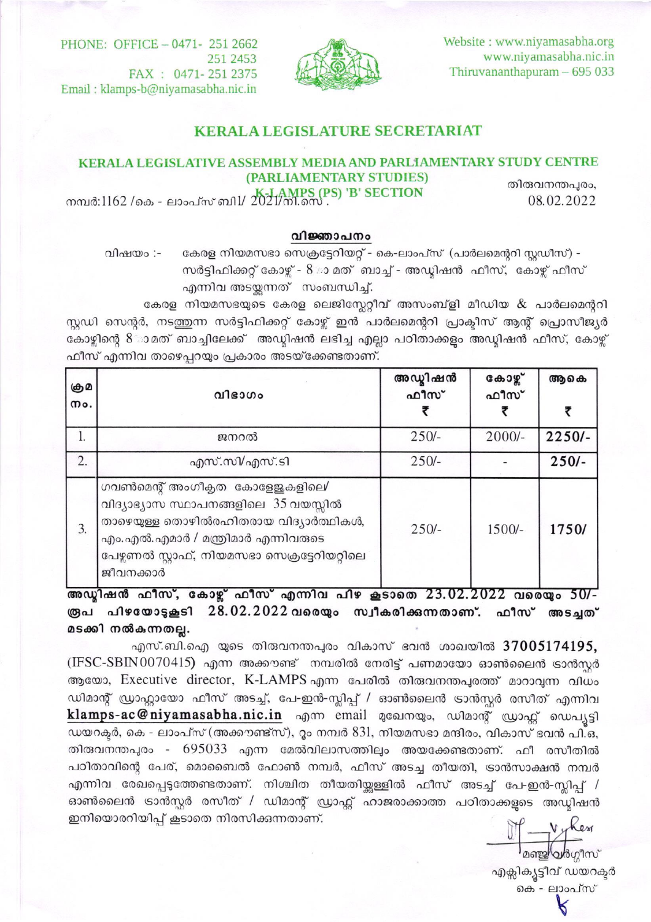PHONE: OFFICE – 0471- 251 2662
251 2453
FAX : 0471- 251 2375
Email : klamps-b@niyamasabha.nic.in

Website : www.niyamasabha.org
www.niyamasabha.nic.in
Thiruvananthapuram – 695 033

## KERALA LEGISLATURE SECRETARIAT

### KERALA LEGISLATIVE ASSEMBLY MEDIA AND PARLIAMENTARY STUDY CENTRE (PARLIAMENTARY STUDIES) K-LAMPS (PS) 'B' SECTION

നമ്പർ:1162 /കെ - ലാംപ്സ് ബി1/ 2021/നി.സെ.

തിരുവനന്തപുരം,
08.02.2022

**വിജ്ഞാപനം**

വിഷയം :- കേരള നിയമസഭാ സെക്രട്ടേറിയറ്റ് - കെ-ലാംപ്സ് (പാർലമെന്ററി സ്റ്റഡീസ്) - സർട്ടിഫിക്കറ്റ് കോഴ്സ് - 8-ാം മത് ബാച്ച് - അഡ്മിഷൻ ഫീസ്, കോഴ്സ് ഫീസ് എന്നിവ അടയ്ക്കുന്നത് സംബന്ധിച്ച്.

കേരള നിയമസഭയുടെ കേരള ലെജിസ്ലേറ്റീവ് അസംബ്ളി മീഡിയ & പാർലമെന്ററി സ്റ്റഡി സെന്റർ, നടത്തുന്ന സർട്ടിഫിക്കറ്റ് കോഴ്സ് ഇൻ പാർലമെന്ററി പ്രാക്ടീസ് ആന്റ് പ്രൊസീജ്യർ കോഴ്സിന്റെ 8-ാം മത് ബാച്ചിലേക്ക് അഡ്മിഷൻ ലഭിച്ച എല്ലാ പഠിതാക്കളും അഡ്മിഷൻ ഫീസ്, കോഴ്സ് ഫീസ് എന്നിവ താഴെപ്പറയും പ്രകാരം അടയ്ക്കേണ്ടതാണ്.

| ക്രമ നം. | വിഭാഗം | അഡ്മിഷൻ ഫീസ് ₹ | കോഴ്സ് ഫീസ് ₹ | ആകെ ₹ |
|---|---|---|---|---|
| 1. | ജനറൽ | 250/- | 2000/- | **2250/-** |
| 2. | എസ്.സി/എസ്.ടി | 250/- | - | **250/-** |
| 3. | ഗവൺമെന്റ് അംഗീകൃത കോളേജുകളിലെ/ വിദ്യാഭ്യാസ സ്ഥാപനങ്ങളിലെ 35 വയസ്സിൽ താഴെയുള്ള തൊഴിൽരഹിതരായ വിദ്യാർത്ഥികൾ, എം.എൽ.എമാർ / മന്ത്രിമാർ എന്നിവരുടെ പേഴ്സണൽ സ്റ്റാഫ്, നിയമസഭാ സെക്രട്ടേറിയറ്റിലെ ജീവനക്കാർ | 250/- | 1500/- | **1750/** |

**അഡ്മിഷൻ ഫീസ്, കോഴ്സ് ഫീസ് എന്നിവ പിഴ കൂടാതെ 23.02.2022 വരെയും 50/- രൂപ പിഴയോടുകൂടി 28.02.2022 വരെയും സ്വീകരിക്കുന്നതാണ്. ഫീസ് അടച്ചത് മടക്കി നൽകുന്നതല്ല.**

എസ്.ബി.ഐ യുടെ തിരുവനന്തപുരം വികാസ് ഭവൻ ശാഖയിൽ **37005174195**, (IFSC-SBIN0070415) എന്ന അക്കൗണ്ട് നമ്പരിൽ നേരിട്ട് പണമായോ ഓൺലൈൻ ട്രാൻസ്ഫർ ആയോ, Executive director, K-LAMPS എന്ന പേരിൽ തിരുവനന്തപുരത്ത് മാറാവുന്ന വിധം ഡിമാന്റ് ഡ്രാഫ്റ്റായോ ഫീസ് അടച്ച്, പേ-ഇൻ-സ്ലിപ്പ് / ഓൺലൈൻ ട്രാൻസ്ഫർ രസീത് എന്നിവ **klamps-ac@niyamasabha.nic.in** എന്ന email മുഖേനയും, ഡിമാന്റ് ഡ്രാഫ്റ്റ് ഡെപ്യൂട്ടി ഡയറക്ടർ, കെ - ലാംപ്സ് (അക്കൗണ്ട്സ്), റൂം നമ്പർ 831, നിയമസഭാ മന്ദിരം, വികാസ് ഭവൻ പി.ഒ, തിരുവനന്തപുരം - 695033 എന്ന മേൽവിലാസത്തിലും അയക്കേണ്ടതാണ്. ഫീ രസീതിൽ പഠിതാവിന്റെ പേര്, മൊബൈൽ ഫോൺ നമ്പർ, ഫീസ് അടച്ച തീയതി, ട്രാൻസാക്ഷൻ നമ്പർ എന്നിവ രേഖപ്പെടുത്തേണ്ടതാണ്. നിശ്ചിത തീയതിയ്ക്കുള്ളിൽ ഫീസ് അടച്ച് പേ-ഇൻ-സ്ലിപ്പ് / ഓൺലൈൻ ട്രാൻസ്ഫർ രസീത് / ഡിമാന്റ് ഡ്രാഫ്റ്റ് ഹാജരാക്കാത്ത പഠിതാക്കളുടെ അഡ്മിഷൻ ഇനിയൊരറിയിപ്പ് കൂടാതെ നിരസിക്കുന്നതാണ്.

മഞ്ജു വർഗ്ഗീസ്
എക്സിക്യൂട്ടീവ് ഡയറക്ടർ
കെ - ലാംപ്സ്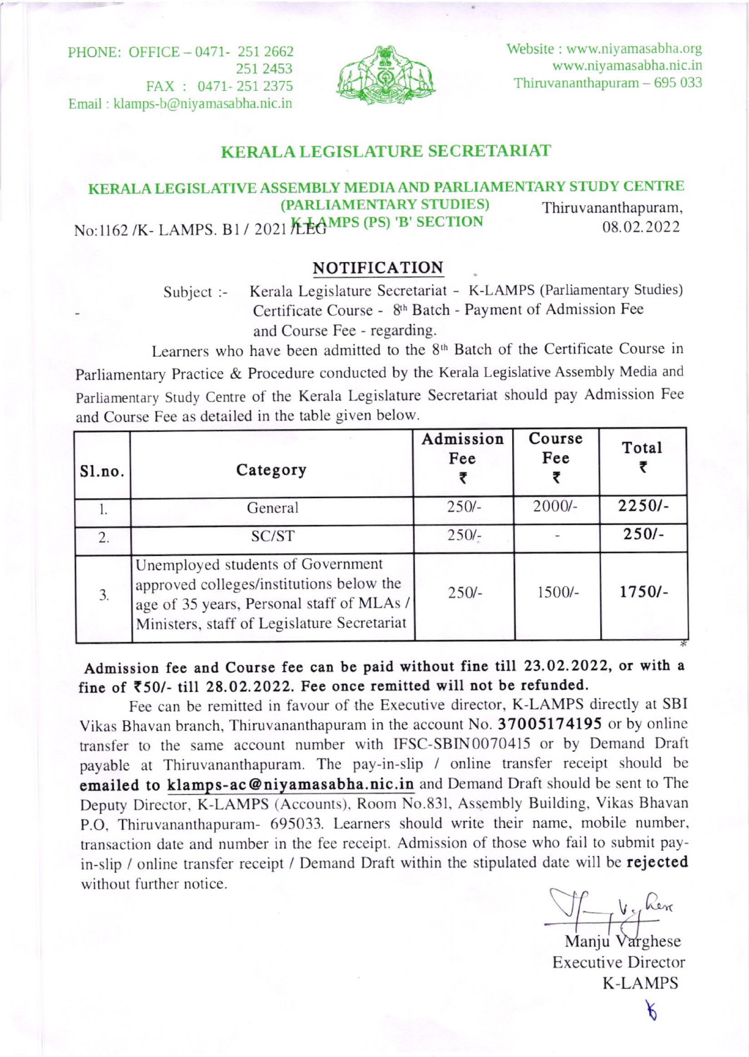PHONE: OFFICE – 0471- 251 2662
251 2453
FAX : 0471- 251 2375
Email : klamps-b@niyamasabha.nic.in

Website : www.niyamasabha.org
www.niyamasabha.nic.in
Thiruvananthapuram – 695 033

## KERALA LEGISLATURE SECRETARIAT

### KERALA LEGISLATIVE ASSEMBLY MEDIA AND PARLIAMENTARY STUDY CENTRE (PARLIAMENTARY STUDIES)

No:1162 /K- LAMPS. B1 / 2021 /K-LAMPS (PS) 'B' SECTION

Thiruvananthapuram,
08.02.2022

### NOTIFICATION

Subject :- Kerala Legislature Secretariat - K-LAMPS (Parliamentary Studies) Certificate Course - 8th Batch - Payment of Admission Fee and Course Fee - regarding.

Learners who have been admitted to the 8th Batch of the Certificate Course in Parliamentary Practice & Procedure conducted by the Kerala Legislative Assembly Media and Parliamentary Study Centre of the Kerala Legislature Secretariat should pay Admission Fee and Course Fee as detailed in the table given below.

| Sl.no. | Category | Admission Fee ₹ | Course Fee ₹ | Total ₹ |
|---|---|---|---|---|
| 1. | General | 250/- | 2000/- | **2250/-** |
| 2. | SC/ST | 250/- | - | **250/-** |
| 3. | Unemployed students of Government approved colleges/institutions below the age of 35 years, Personal staff of MLAs / Ministers, staff of Legislature Secretariat | 250/- | 1500/- | **1750/-** |

**Admission fee and Course fee can be paid without fine till 23.02.2022, or with a fine of ₹50/- till 28.02.2022. Fee once remitted will not be refunded.**

Fee can be remitted in favour of the Executive director, K-LAMPS directly at SBI Vikas Bhavan branch, Thiruvananthapuram in the account No. **37005174195** or by online transfer to the same account number with IFSC-SBIN0070415 or by Demand Draft payable at Thiruvananthapuram. The pay-in-slip / online transfer receipt should be **emailed to klamps-ac@niyamasabha.nic.in** and Demand Draft should be sent to The Deputy Director, K-LAMPS (Accounts), Room No.831, Assembly Building, Vikas Bhavan P.O, Thiruvananthapuram- 695033. Learners should write their name, mobile number, transaction date and number in the fee receipt. Admission of those who fail to submit pay-in-slip / online transfer receipt / Demand Draft within the stipulated date will be **rejected** without further notice.

Manju Varghese
Executive Director
K-LAMPS